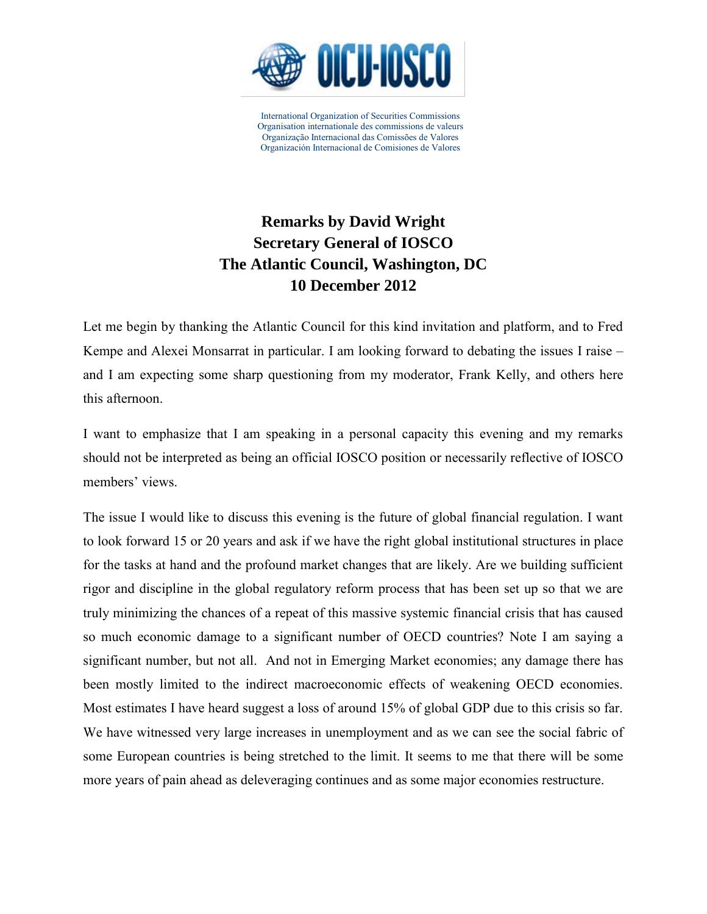OICU-IOSCO

International Organization of Securities Commissions
Organisation internationale des commissions de valeurs
Organização Internacional das Comissões de Valores
Organización Internacional de Comisiones de Valores

# Remarks by David Wright
# Secretary General of IOSCO
# The Atlantic Council, Washington, DC
# 10 December 2012

Let me begin by thanking the Atlantic Council for this kind invitation and platform, and to Fred Kempe and Alexei Monsarrat in particular. I am looking forward to debating the issues I raise – and I am expecting some sharp questioning from my moderator, Frank Kelly, and others here this afternoon.

I want to emphasize that I am speaking in a personal capacity this evening and my remarks should not be interpreted as being an official IOSCO position or necessarily reflective of IOSCO members' views.

The issue I would like to discuss this evening is the future of global financial regulation. I want to look forward 15 or 20 years and ask if we have the right global institutional structures in place for the tasks at hand and the profound market changes that are likely. Are we building sufficient rigor and discipline in the global regulatory reform process that has been set up so that we are truly minimizing the chances of a repeat of this massive systemic financial crisis that has caused so much economic damage to a significant number of OECD countries? Note I am saying a significant number, but not all. And not in Emerging Market economies; any damage there has been mostly limited to the indirect macroeconomic effects of weakening OECD economies. Most estimates I have heard suggest a loss of around 15% of global GDP due to this crisis so far. We have witnessed very large increases in unemployment and as we can see the social fabric of some European countries is being stretched to the limit. It seems to me that there will be some more years of pain ahead as deleveraging continues and as some major economies restructure.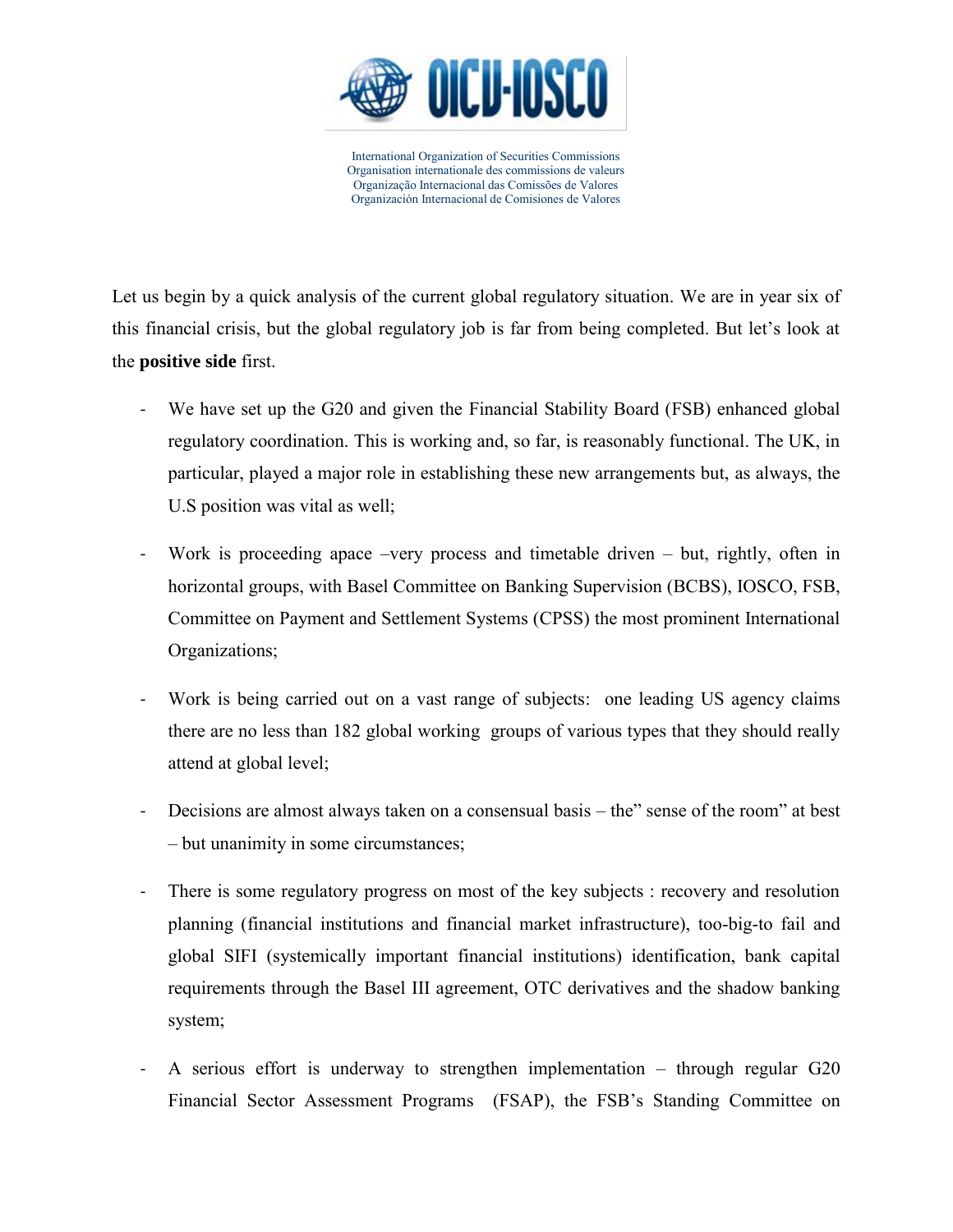International Organization of Securities Commissions
Organisation internationale des commissions de valeurs
Organização Internacional das Comissões de Valores
Organización Internacional de Comisiones de Valores

Let us begin by a quick analysis of the current global regulatory situation. We are in year six of this financial crisis, but the global regulatory job is far from being completed. But let's look at the **positive side** first.

- We have set up the G20 and given the Financial Stability Board (FSB) enhanced global regulatory coordination. This is working and, so far, is reasonably functional. The UK, in particular, played a major role in establishing these new arrangements but, as always, the U.S position was vital as well;
- Work is proceeding apace –very process and timetable driven – but, rightly, often in horizontal groups, with Basel Committee on Banking Supervision (BCBS), IOSCO, FSB, Committee on Payment and Settlement Systems (CPSS) the most prominent International Organizations;
- Work is being carried out on a vast range of subjects: one leading US agency claims there are no less than 182 global working groups of various types that they should really attend at global level;
- Decisions are almost always taken on a consensual basis – the" sense of the room" at best – but unanimity in some circumstances;
- There is some regulatory progress on most of the key subjects : recovery and resolution planning (financial institutions and financial market infrastructure), too-big-to fail and global SIFI (systemically important financial institutions) identification, bank capital requirements through the Basel III agreement, OTC derivatives and the shadow banking system;
- A serious effort is underway to strengthen implementation – through regular G20 Financial Sector Assessment Programs (FSAP), the FSB's Standing Committee on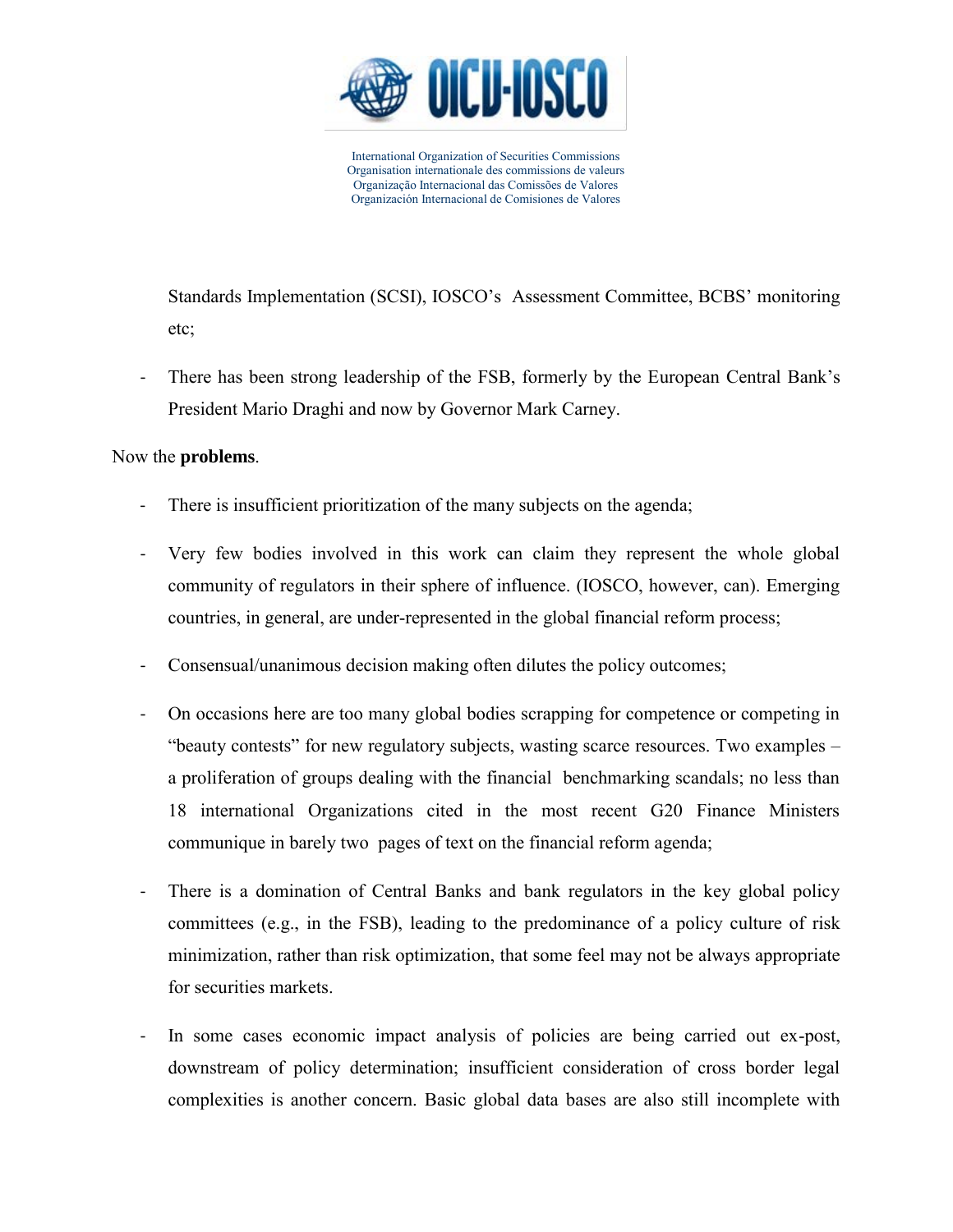Standards Implementation (SCSI), IOSCO's Assessment Committee, BCBS' monitoring etc;

- There has been strong leadership of the FSB, formerly by the European Central Bank's President Mario Draghi and now by Governor Mark Carney.

Now the **problems**.

- There is insufficient prioritization of the many subjects on the agenda;
- Very few bodies involved in this work can claim they represent the whole global community of regulators in their sphere of influence. (IOSCO, however, can). Emerging countries, in general, are under-represented in the global financial reform process;
- Consensual/unanimous decision making often dilutes the policy outcomes;
- On occasions here are too many global bodies scrapping for competence or competing in "beauty contests" for new regulatory subjects, wasting scarce resources. Two examples – a proliferation of groups dealing with the financial benchmarking scandals; no less than 18 international Organizations cited in the most recent G20 Finance Ministers communique in barely two pages of text on the financial reform agenda;
- There is a domination of Central Banks and bank regulators in the key global policy committees (e.g., in the FSB), leading to the predominance of a policy culture of risk minimization, rather than risk optimization, that some feel may not be always appropriate for securities markets.
- In some cases economic impact analysis of policies are being carried out ex-post, downstream of policy determination; insufficient consideration of cross border legal complexities is another concern. Basic global data bases are also still incomplete with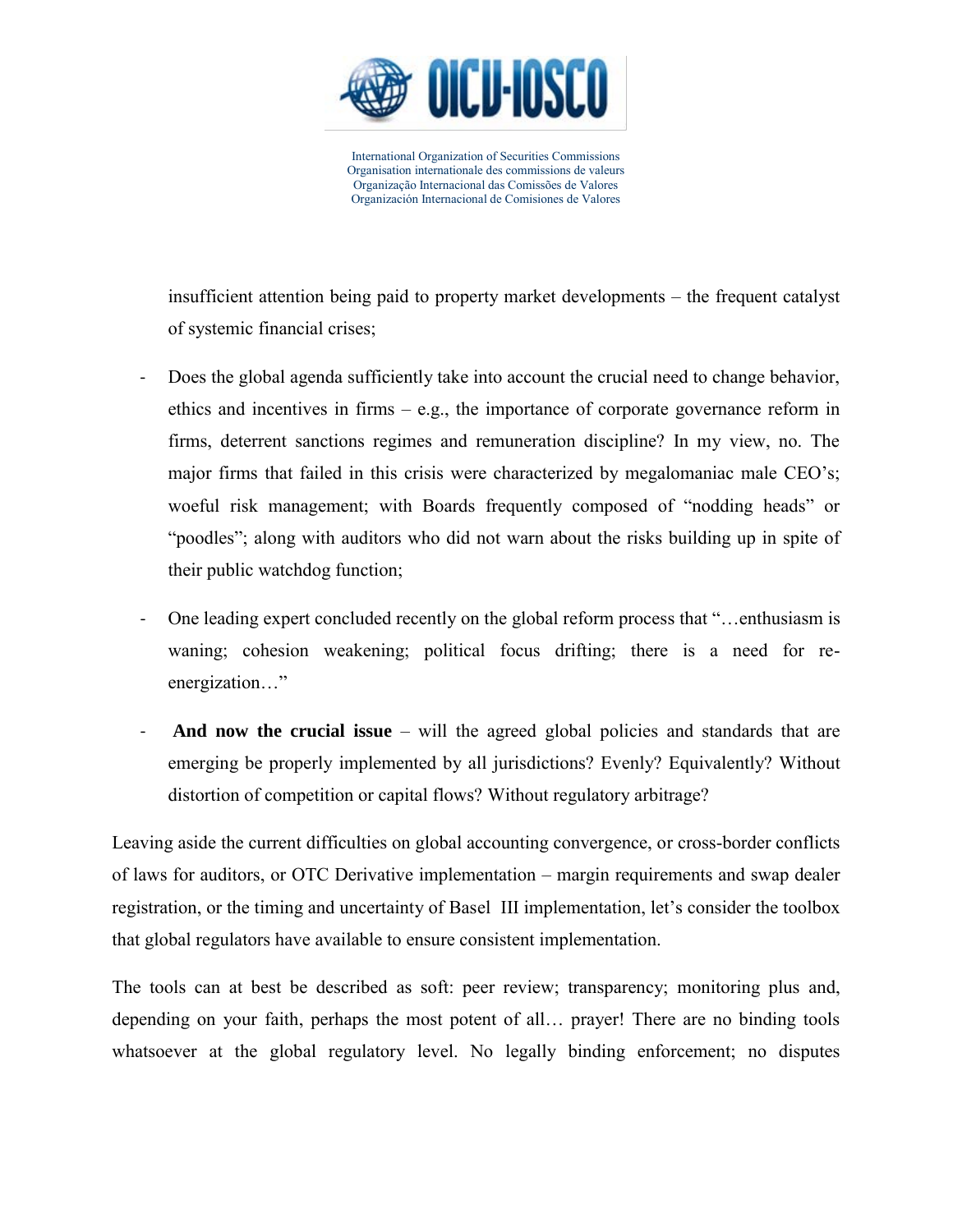insufficient attention being paid to property market developments – the frequent catalyst of systemic financial crises;

- Does the global agenda sufficiently take into account the crucial need to change behavior, ethics and incentives in firms – e.g., the importance of corporate governance reform in firms, deterrent sanctions regimes and remuneration discipline? In my view, no. The major firms that failed in this crisis were characterized by megalomaniac male CEO's; woeful risk management; with Boards frequently composed of "nodding heads" or "poodles"; along with auditors who did not warn about the risks building up in spite of their public watchdog function;

- One leading expert concluded recently on the global reform process that "…enthusiasm is waning; cohesion weakening; political focus drifting; there is a need for re-energization…"

- **And now the crucial issue** – will the agreed global policies and standards that are emerging be properly implemented by all jurisdictions? Evenly? Equivalently? Without distortion of competition or capital flows? Without regulatory arbitrage?

Leaving aside the current difficulties on global accounting convergence, or cross-border conflicts of laws for auditors, or OTC Derivative implementation – margin requirements and swap dealer registration, or the timing and uncertainty of Basel III implementation, let's consider the toolbox that global regulators have available to ensure consistent implementation.

The tools can at best be described as soft: peer review; transparency; monitoring plus and, depending on your faith, perhaps the most potent of all… prayer! There are no binding tools whatsoever at the global regulatory level. No legally binding enforcement; no disputes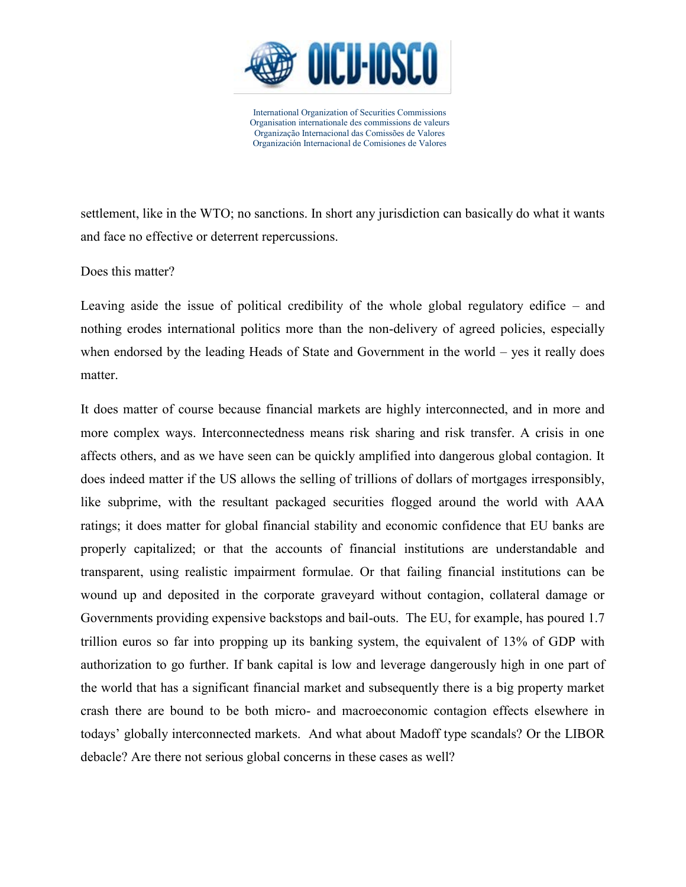settlement, like in the WTO; no sanctions. In short any jurisdiction can basically do what it wants and face no effective or deterrent repercussions.

Does this matter?

Leaving aside the issue of political credibility of the whole global regulatory edifice – and nothing erodes international politics more than the non-delivery of agreed policies, especially when endorsed by the leading Heads of State and Government in the world – yes it really does matter.

It does matter of course because financial markets are highly interconnected, and in more and more complex ways. Interconnectedness means risk sharing and risk transfer. A crisis in one affects others, and as we have seen can be quickly amplified into dangerous global contagion. It does indeed matter if the US allows the selling of trillions of dollars of mortgages irresponsibly, like subprime, with the resultant packaged securities flogged around the world with AAA ratings; it does matter for global financial stability and economic confidence that EU banks are properly capitalized; or that the accounts of financial institutions are understandable and transparent, using realistic impairment formulae. Or that failing financial institutions can be wound up and deposited in the corporate graveyard without contagion, collateral damage or Governments providing expensive backstops and bail-outs. The EU, for example, has poured 1.7 trillion euros so far into propping up its banking system, the equivalent of 13% of GDP with authorization to go further. If bank capital is low and leverage dangerously high in one part of the world that has a significant financial market and subsequently there is a big property market crash there are bound to be both micro- and macroeconomic contagion effects elsewhere in todays' globally interconnected markets. And what about Madoff type scandals? Or the LIBOR debacle? Are there not serious global concerns in these cases as well?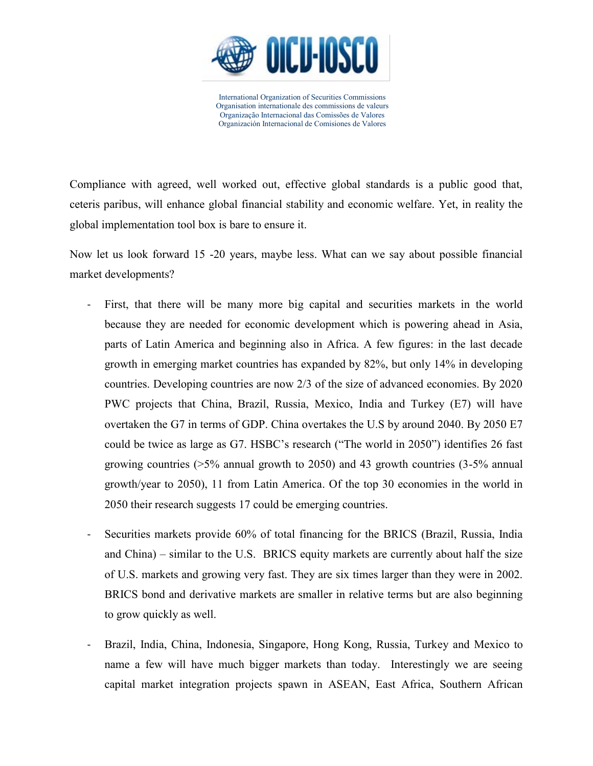Compliance with agreed, well worked out, effective global standards is a public good that, ceteris paribus, will enhance global financial stability and economic welfare. Yet, in reality the global implementation tool box is bare to ensure it.

Now let us look forward 15 -20 years, maybe less. What can we say about possible financial market developments?

- First, that there will be many more big capital and securities markets in the world because they are needed for economic development which is powering ahead in Asia, parts of Latin America and beginning also in Africa. A few figures: in the last decade growth in emerging market countries has expanded by 82%, but only 14% in developing countries. Developing countries are now 2/3 of the size of advanced economies. By 2020 PWC projects that China, Brazil, Russia, Mexico, India and Turkey (E7) will have overtaken the G7 in terms of GDP. China overtakes the U.S by around 2040. By 2050 E7 could be twice as large as G7. HSBC's research ("The world in 2050") identifies 26 fast growing countries (>5% annual growth to 2050) and 43 growth countries (3-5% annual growth/year to 2050), 11 from Latin America. Of the top 30 economies in the world in 2050 their research suggests 17 could be emerging countries.

- Securities markets provide 60% of total financing for the BRICS (Brazil, Russia, India and China) – similar to the U.S. BRICS equity markets are currently about half the size of U.S. markets and growing very fast. They are six times larger than they were in 2002. BRICS bond and derivative markets are smaller in relative terms but are also beginning to grow quickly as well.

- Brazil, India, China, Indonesia, Singapore, Hong Kong, Russia, Turkey and Mexico to name a few will have much bigger markets than today. Interestingly we are seing capital market integration projects spawn in ASEAN, East Africa, Southern African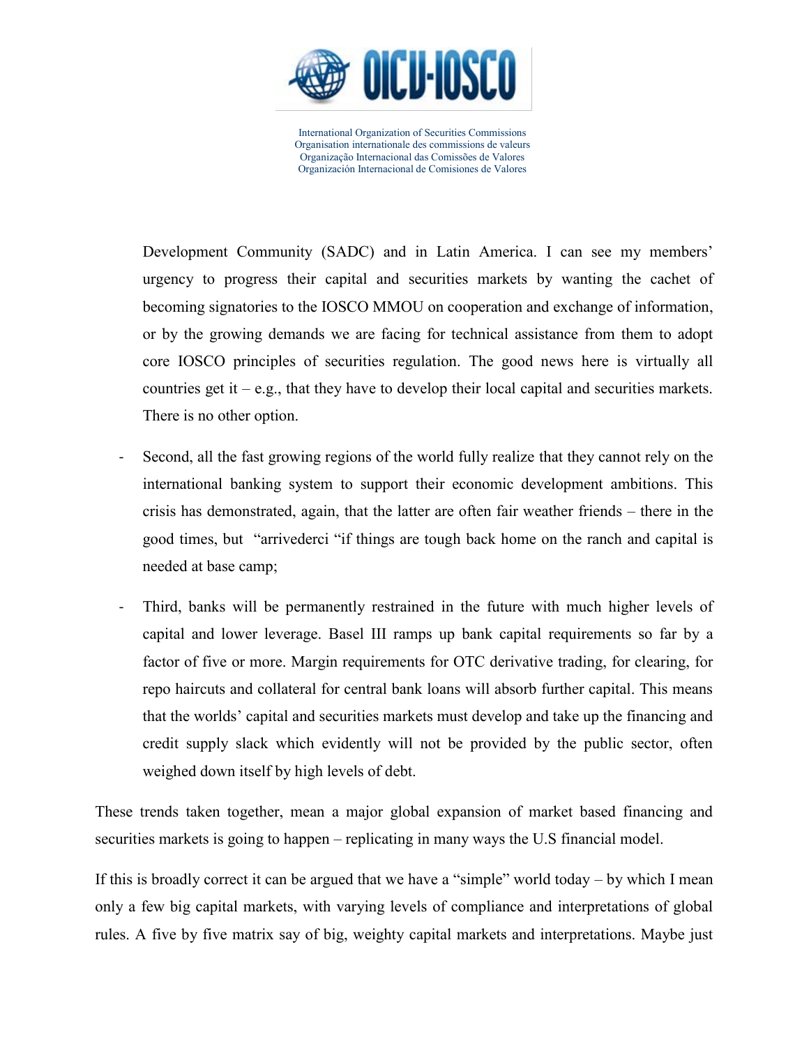Development Community (SADC) and in Latin America. I can see my members' urgency to progress their capital and securities markets by wanting the cachet of becoming signatories to the IOSCO MMOU on cooperation and exchange of information, or by the growing demands we are facing for technical assistance from them to adopt core IOSCO principles of securities regulation. The good news here is virtually all countries get it – e.g., that they have to develop their local capital and securities markets. There is no other option.

- Second, all the fast growing regions of the world fully realize that they cannot rely on the international banking system to support their economic development ambitions. This crisis has demonstrated, again, that the latter are often fair weather friends – there in the good times, but "arrivederci "if things are tough back home on the ranch and capital is needed at base camp;
- Third, banks will be permanently restrained in the future with much higher levels of capital and lower leverage. Basel III ramps up bank capital requirements so far by a factor of five or more. Margin requirements for OTC derivative trading, for clearing, for repo haircuts and collateral for central bank loans will absorb further capital. This means that the worlds' capital and securities markets must develop and take up the financing and credit supply slack which evidently will not be provided by the public sector, often weighed down itself by high levels of debt.

These trends taken together, mean a major global expansion of market based financing and securities markets is going to happen – replicating in many ways the U.S financial model.

If this is broadly correct it can be argued that we have a "simple" world today – by which I mean only a few big capital markets, with varying levels of compliance and interpretations of global rules. A five by five matrix say of big, weighty capital markets and interpretations. Maybe just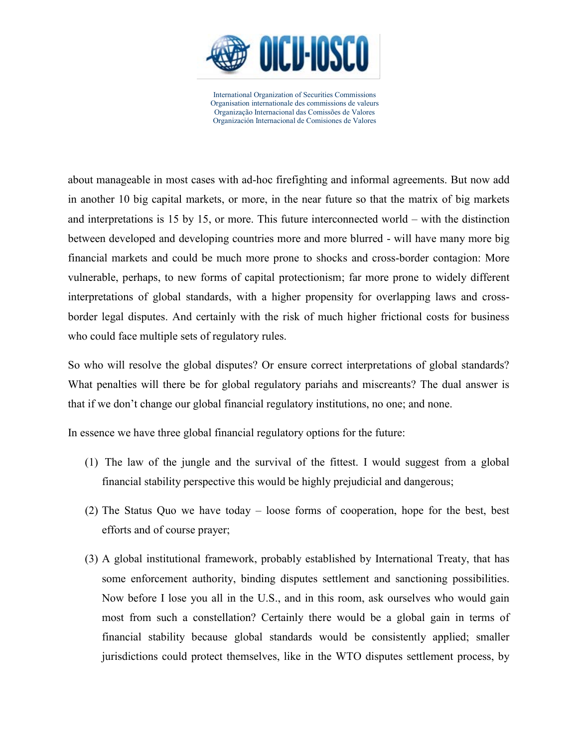about manageable in most cases with ad-hoc firefighting and informal agreements. But now add in another 10 big capital markets, or more, in the near future so that the matrix of big markets and interpretations is 15 by 15, or more. This future interconnected world – with the distinction between developed and developing countries more and more blurred - will have many more big financial markets and could be much more prone to shocks and cross-border contagion: More vulnerable, perhaps, to new forms of capital protectionism; far more prone to widely different interpretations of global standards, with a higher propensity for overlapping laws and cross-border legal disputes. And certainly with the risk of much higher frictional costs for business who could face multiple sets of regulatory rules.

So who will resolve the global disputes? Or ensure correct interpretations of global standards? What penalties will there be for global regulatory pariahs and miscreants? The dual answer is that if we don't change our global financial regulatory institutions, no one; and none.

In essence we have three global financial regulatory options for the future:

(1) The law of the jungle and the survival of the fittest. I would suggest from a global financial stability perspective this would be highly prejudicial and dangerous;

(2) The Status Quo we have today – loose forms of cooperation, hope for the best, best efforts and of course prayer;

(3) A global institutional framework, probably established by International Treaty, that has some enforcement authority, binding disputes settlement and sanctioning possibilities. Now before I lose you all in the U.S., and in this room, ask ourselves who would gain most from such a constellation? Certainly there would be a global gain in terms of financial stability because global standards would be consistently applied; smaller jurisdictions could protect themselves, like in the WTO disputes settlement process, by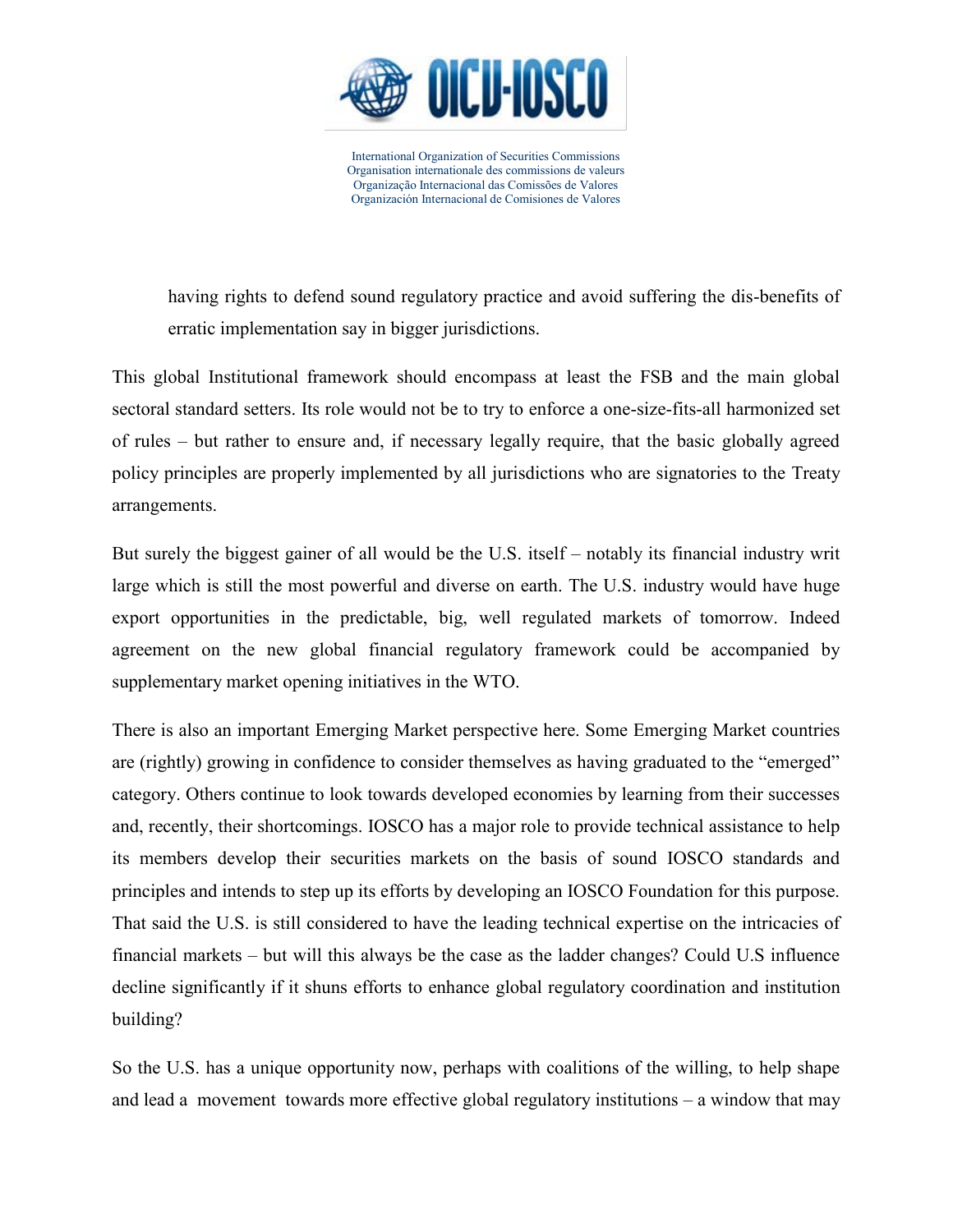having rights to defend sound regulatory practice and avoid suffering the dis-benefits of erratic implementation say in bigger jurisdictions.

This global Institutional framework should encompass at least the FSB and the main global sectoral standard setters. Its role would not be to try to enforce a one-size-fits-all harmonized set of rules – but rather to ensure and, if necessary legally require, that the basic globally agreed policy principles are properly implemented by all jurisdictions who are signatories to the Treaty arrangements.

But surely the biggest gainer of all would be the U.S. itself – notably its financial industry writ large which is still the most powerful and diverse on earth. The U.S. industry would have huge export opportunities in the predictable, big, well regulated markets of tomorrow. Indeed agreement on the new global financial regulatory framework could be accompanied by supplementary market opening initiatives in the WTO.

There is also an important Emerging Market perspective here. Some Emerging Market countries are (rightly) growing in confidence to consider themselves as having graduated to the "emerged" category. Others continue to look towards developed economies by learning from their successes and, recently, their shortcomings. IOSCO has a major role to provide technical assistance to help its members develop their securities markets on the basis of sound IOSCO standards and principles and intends to step up its efforts by developing an IOSCO Foundation for this purpose. That said the U.S. is still considered to have the leading technical expertise on the intricacies of financial markets – but will this always be the case as the ladder changes? Could U.S influence decline significantly if it shuns efforts to enhance global regulatory coordination and institution building?

So the U.S. has a unique opportunity now, perhaps with coalitions of the willing, to help shape and lead a movement towards more effective global regulatory institutions – a window that may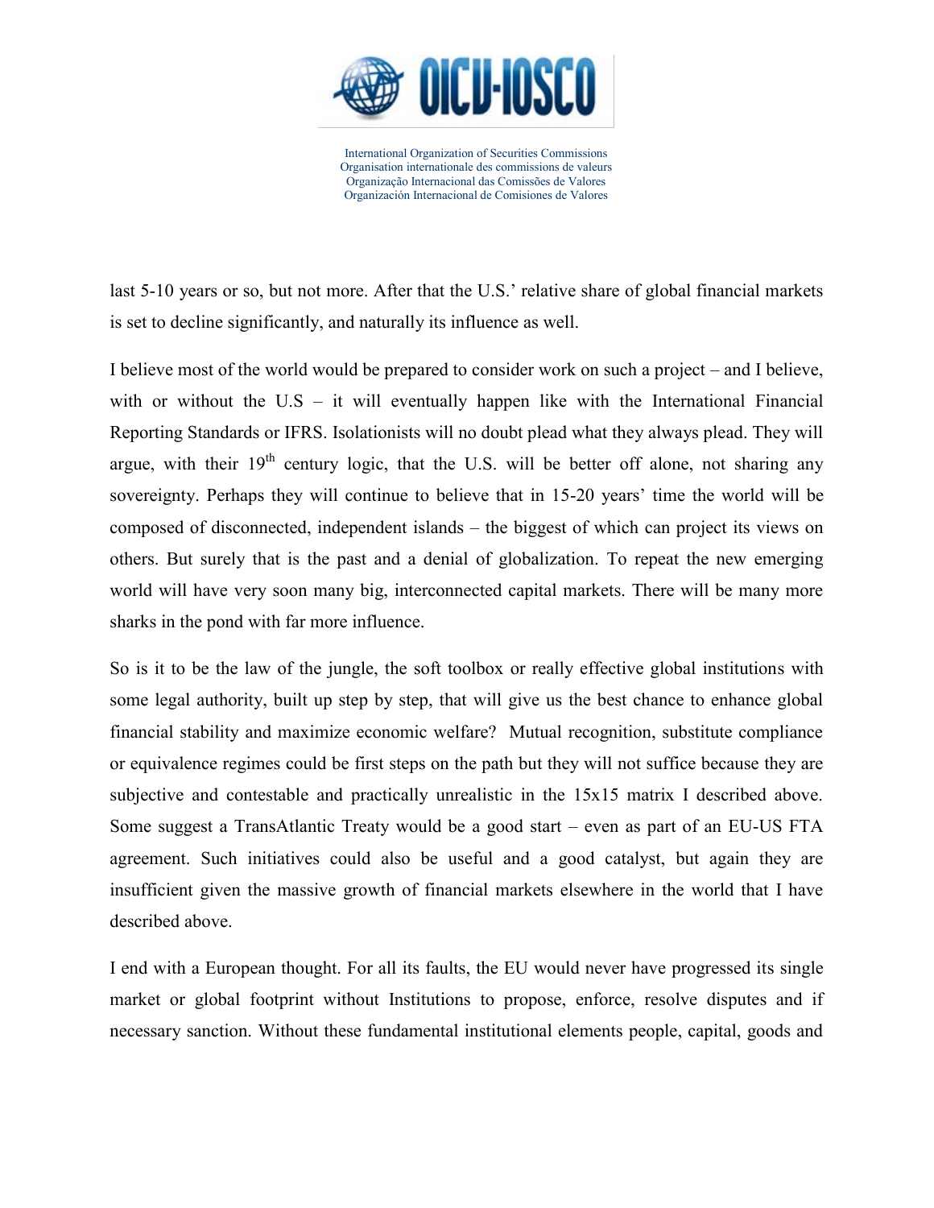last 5-10 years or so, but not more. After that the U.S.' relative share of global financial markets is set to decline significantly, and naturally its influence as well.

I believe most of the world would be prepared to consider work on such a project – and I believe, with or without the U.S – it will eventually happen like with the International Financial Reporting Standards or IFRS. Isolationists will no doubt plead what they always plead. They will argue, with their 19th century logic, that the U.S. will be better off alone, not sharing any sovereignty. Perhaps they will continue to believe that in 15-20 years' time the world will be composed of disconnected, independent islands – the biggest of which can project its views on others. But surely that is the past and a denial of globalization. To repeat the new emerging world will have very soon many big, interconnected capital markets. There will be many more sharks in the pond with far more influence.

So is it to be the law of the jungle, the soft toolbox or really effective global institutions with some legal authority, built up step by step, that will give us the best chance to enhance global financial stability and maximize economic welfare? Mutual recognition, substitute compliance or equivalence regimes could be first steps on the path but they will not suffice because they are subjective and contestable and practically unrealistic in the 15x15 matrix I described above. Some suggest a TransAtlantic Treaty would be a good start – even as part of an EU-US FTA agreement. Such initiatives could also be useful and a good catalyst, but again they are insufficient given the massive growth of financial markets elsewhere in the world that I have described above.

I end with a European thought. For all its faults, the EU would never have progressed its single market or global footprint without Institutions to propose, enforce, resolve disputes and if necessary sanction. Without these fundamental institutional elements people, capital, goods and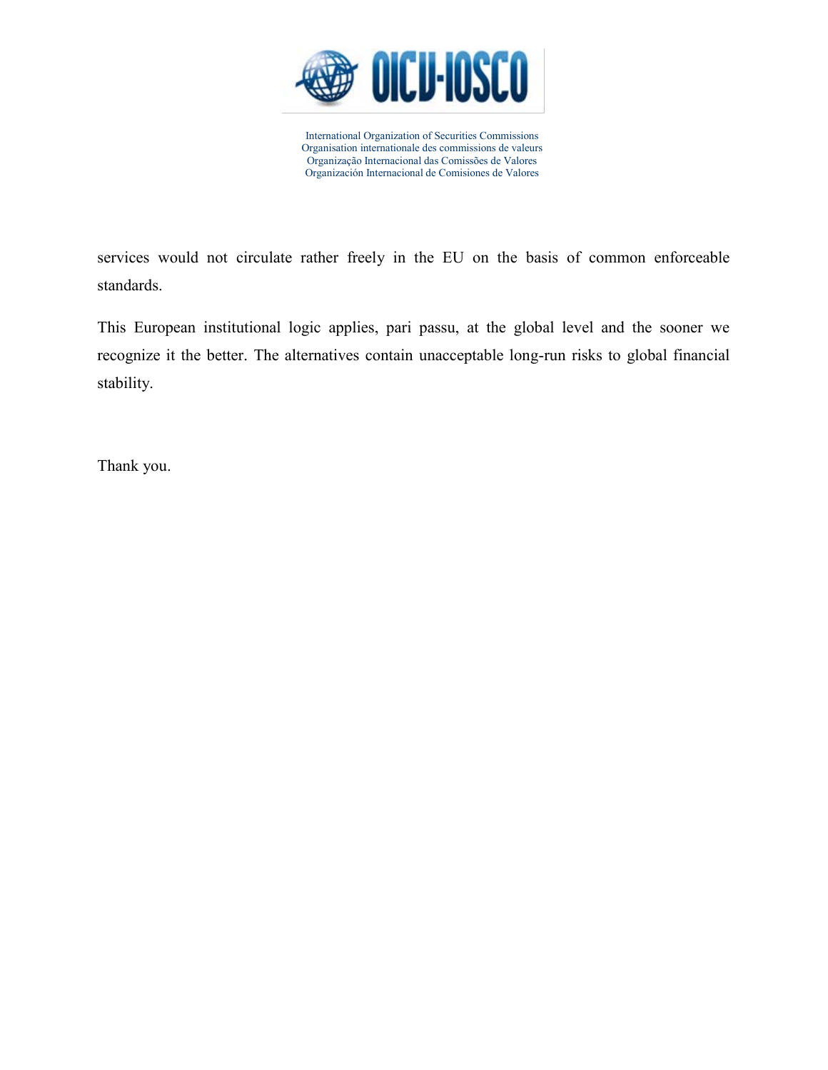services would not circulate rather freely in the EU on the basis of common enforceable standards.

This European institutional logic applies, pari passu, at the global level and the sooner we recognize it the better. The alternatives contain unacceptable long-run risks to global financial stability.

Thank you.